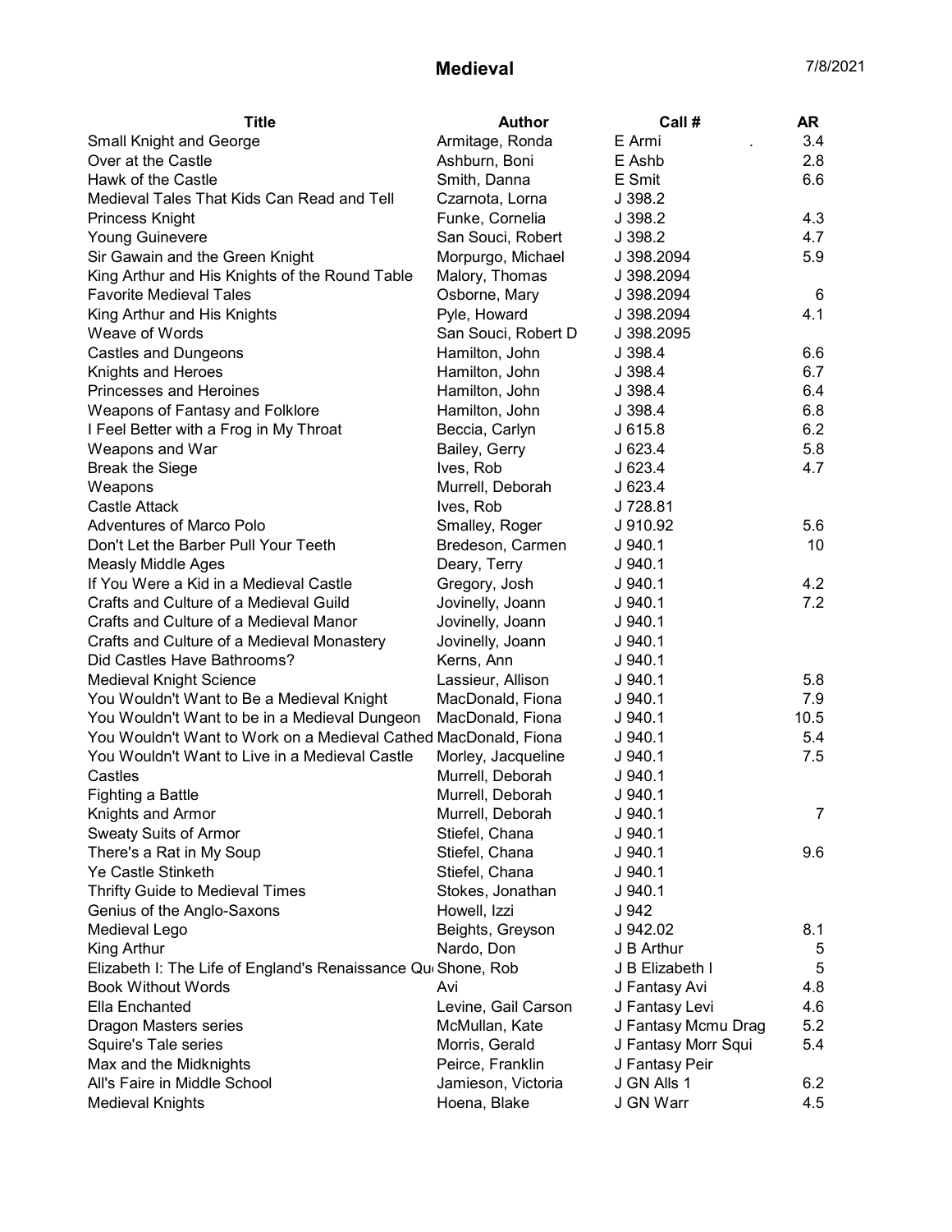# Medieval

7/8/2021

| Title | Author | Call # | AR |
|---|---|---|---|
| Small Knight and George | Armitage, Ronda | E Armi . | 3.4 |
| Over at the Castle | Ashburn, Boni | E Ashb | 2.8 |
| Hawk of the Castle | Smith, Danna | E Smit | 6.6 |
| Medieval Tales That Kids Can Read and Tell | Czarnota, Lorna | J 398.2 | |
| Princess Knight | Funke, Cornelia | J 398.2 | 4.3 |
| Young Guinevere | San Souci, Robert | J 398.2 | 4.7 |
| Sir Gawain and the Green Knight | Morpurgo, Michael | J 398.2094 | 5.9 |
| King Arthur and His Knights of the Round Table | Malory, Thomas | J 398.2094 | |
| Favorite Medieval Tales | Osborne, Mary | J 398.2094 | 6 |
| King Arthur and His Knights | Pyle, Howard | J 398.2094 | 4.1 |
| Weave of Words | San Souci, Robert D | J 398.2095 | |
| Castles and Dungeons | Hamilton, John | J 398.4 | 6.6 |
| Knights and Heroes | Hamilton, John | J 398.4 | 6.7 |
| Princesses and Heroines | Hamilton, John | J 398.4 | 6.4 |
| Weapons of Fantasy and Folklore | Hamilton, John | J 398.4 | 6.8 |
| I Feel Better with a Frog in My Throat | Beccia, Carlyn | J 615.8 | 6.2 |
| Weapons and War | Bailey, Gerry | J 623.4 | 5.8 |
| Break the Siege | Ives, Rob | J 623.4 | 4.7 |
| Weapons | Murrell, Deborah | J 623.4 | |
| Castle Attack | Ives, Rob | J 728.81 | |
| Adventures of Marco Polo | Smalley, Roger | J 910.92 | 5.6 |
| Don't Let the Barber Pull Your Teeth | Bredeson, Carmen | J 940.1 | 10 |
| Measly Middle Ages | Deary, Terry | J 940.1 | |
| If You Were a Kid in a Medieval Castle | Gregory, Josh | J 940.1 | 4.2 |
| Crafts and Culture of a Medieval Guild | Jovinelly, Joann | J 940.1 | 7.2 |
| Crafts and Culture of a Medieval Manor | Jovinelly, Joann | J 940.1 | |
| Crafts and Culture of a Medieval Monastery | Jovinelly, Joann | J 940.1 | |
| Did Castles Have Bathrooms? | Kerns, Ann | J 940.1 | |
| Medieval Knight Science | Lassieur, Allison | J 940.1 | 5.8 |
| You Wouldn't Want to Be a Medieval Knight | MacDonald, Fiona | J 940.1 | 7.9 |
| You Wouldn't Want to be in a Medieval Dungeon | MacDonald, Fiona | J 940.1 | 10.5 |
| You Wouldn't Want to Work on a Medieval Cathed | MacDonald, Fiona | J 940.1 | 5.4 |
| You Wouldn't Want to Live in a Medieval Castle | Morley, Jacqueline | J 940.1 | 7.5 |
| Castles | Murrell, Deborah | J 940.1 | |
| Fighting a Battle | Murrell, Deborah | J 940.1 | |
| Knights and Armor | Murrell, Deborah | J 940.1 | 7 |
| Sweaty Suits of Armor | Stiefel, Chana | J 940.1 | |
| There's a Rat in My Soup | Stiefel, Chana | J 940.1 | 9.6 |
| Ye Castle Stinketh | Stiefel, Chana | J 940.1 | |
| Thrifty Guide to Medieval Times | Stokes, Jonathan | J 940.1 | |
| Genius of the Anglo-Saxons | Howell, Izzi | J 942 | |
| Medieval Lego | Beights, Greyson | J 942.02 | 8.1 |
| King Arthur | Nardo, Don | J B Arthur | 5 |
| Elizabeth I: The Life of England's Renaissance Qu | Shone, Rob | J B Elizabeth I | 5 |
| Book Without Words | Avi | J Fantasy Avi | 4.8 |
| Ella Enchanted | Levine, Gail Carson | J Fantasy Levi | 4.6 |
| Dragon Masters series | McMullan, Kate | J Fantasy Mcmu Drag | 5.2 |
| Squire's Tale series | Morris, Gerald | J Fantasy Morr Squi | 5.4 |
| Max and the Midknights | Peirce, Franklin | J Fantasy Peir | |
| All's Faire in Middle School | Jamieson, Victoria | J GN Alls 1 | 6.2 |
| Medieval Knights | Hoena, Blake | J GN Warr | 4.5 |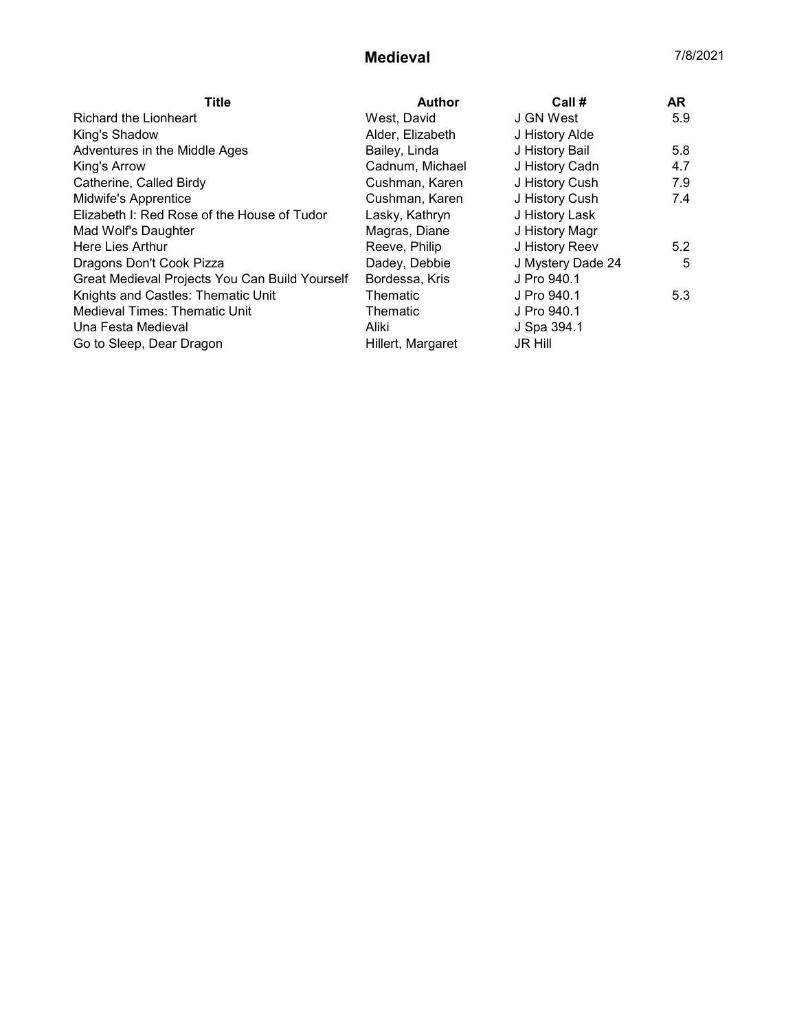# Medieval

7/8/2021

| Title | Author | Call # | AR |
|---|---|---|---|
| Richard the Lionheart | West, David | J GN West | 5.9 |
| King's Shadow | Alder, Elizabeth | J History Alde | |
| Adventures in the Middle Ages | Bailey, Linda | J History Bail | 5.8 |
| King's Arrow | Cadnum, Michael | J History Cadn | 4.7 |
| Catherine, Called Birdy | Cushman, Karen | J History Cush | 7.9 |
| Midwife's Apprentice | Cushman, Karen | J History Cush | 7.4 |
| Elizabeth I: Red Rose of the House of Tudor | Lasky, Kathryn | J History Lask | |
| Mad Wolf's Daughter | Magras, Diane | J History Magr | |
| Here Lies Arthur | Reeve, Philip | J History Reev | 5.2 |
| Dragons Don't Cook Pizza | Dadey, Debbie | J Mystery Dade 24 | 5 |
| Great Medieval Projects You Can Build Yourself | Bordessa, Kris | J Pro 940.1 | |
| Knights and Castles: Thematic Unit | Thematic | J Pro 940.1 | 5.3 |
| Medieval Times: Thematic Unit | Thematic | J Pro 940.1 | |
| Una Festa Medieval | Aliki | J Spa 394.1 | |
| Go to Sleep, Dear Dragon | Hillert, Margaret | JR Hill | |